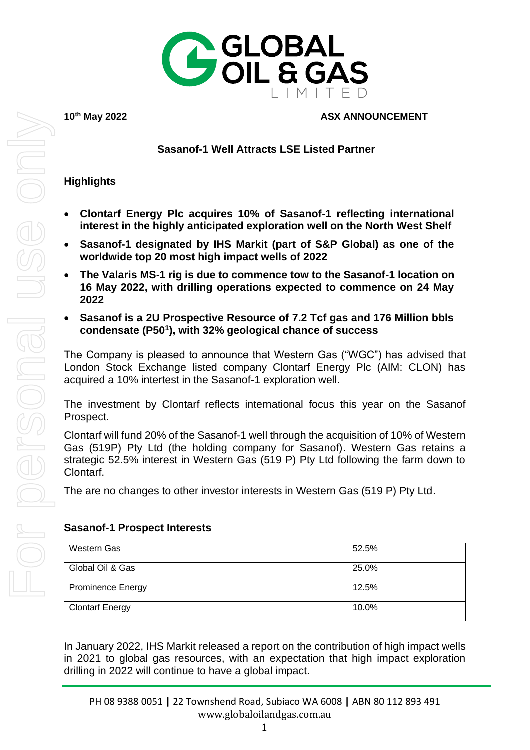# GLOBAL OIL & GAS LIMITED

**10th May 2022** **ASX ANNOUNCEMENT**

## Sasanof-1 Well Attracts LSE Listed Partner

### Highlights

- **Clontarf Energy Plc acquires 10% of Sasanof-1 reflecting international interest in the highly anticipated exploration well on the North West Shelf**
- **Sasanof-1 designated by IHS Markit (part of S&P Global) as one of the worldwide top 20 most high impact wells of 2022**
- **The Valaris MS-1 rig is due to commence tow to the Sasanof-1 location on 16 May 2022, with drilling operations expected to commence on 24 May 2022**
- **Sasanof is a 2U Prospective Resource of 7.2 Tcf gas and 176 Million bbls condensate (P50[1]), with 32% geological chance of success**

The Company is pleased to announce that Western Gas ("WGC") has advised that London Stock Exchange listed company Clontarf Energy Plc (AIM: CLON) has acquired a 10% intertest in the Sasanof-1 exploration well.

The investment by Clontarf reflects international focus this year on the Sasanof Prospect.

Clontarf will fund 20% of the Sasanof-1 well through the acquisition of 10% of Western Gas (519P) Pty Ltd (the holding company for Sasanof). Western Gas retains a strategic 52.5% interest in Western Gas (519 P) Pty Ltd following the farm down to Clontarf.

The are no changes to other investor interests in Western Gas (519 P) Pty Ltd.

### Sasanof-1 Prospect Interests

| Company | Interest |
|---|---|
| Western Gas | 52.5% |
| Global Oil & Gas | 25.0% |
| Prominence Energy | 12.5% |
| Clontarf Energy | 10.0% |

In January 2022, IHS Markit released a report on the contribution of high impact wells in 2021 to global gas resources, with an expectation that high impact exploration drilling in 2022 will continue to have a global impact.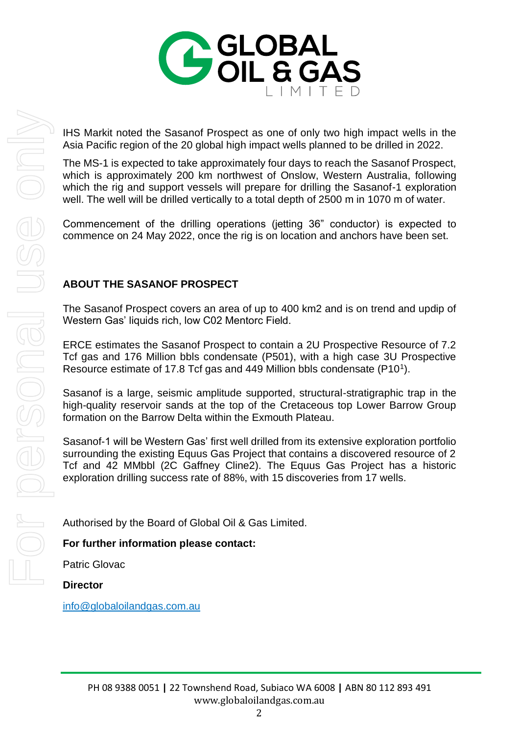IHS Markit noted the Sasanof Prospect as one of only two high impact wells in the Asia Pacific region of the 20 global high impact wells planned to be drilled in 2022.

The MS-1 is expected to take approximately four days to reach the Sasanof Prospect, which is approximately 200 km northwest of Onslow, Western Australia, following which the rig and support vessels will prepare for drilling the Sasanof-1 exploration well. The well will be drilled vertically to a total depth of 2500 m in 1070 m of water.

Commencement of the drilling operations (jetting 36" conductor) is expected to commence on 24 May 2022, once the rig is on location and anchors have been set.

## ABOUT THE SASANOF PROSPECT

The Sasanof Prospect covers an area of up to 400 km2 and is on trend and updip of Western Gas' liquids rich, low C02 Mentorc Field.

ERCE estimates the Sasanof Prospect to contain a 2U Prospective Resource of 7.2 Tcf gas and 176 Million bbls condensate (P501), with a high case 3U Prospective Resource estimate of 17.8 Tcf gas and 449 Million bbls condensate (P10[1]).

Sasanof is a large, seismic amplitude supported, structural-stratigraphic trap in the high-quality reservoir sands at the top of the Cretaceous top Lower Barrow Group formation on the Barrow Delta within the Exmouth Plateau.

Sasanof-1 will be Western Gas' first well drilled from its extensive exploration portfolio surrounding the existing Equus Gas Project that contains a discovered resource of 2 Tcf and 42 MMbbl (2C Gaffney Cline2). The Equus Gas Project has a historic exploration drilling success rate of 88%, with 15 discoveries from 17 wells.

Authorised by the Board of Global Oil & Gas Limited.

**For further information please contact:**

Patric Glovac

**Director**

info@globaloilandgas.com.au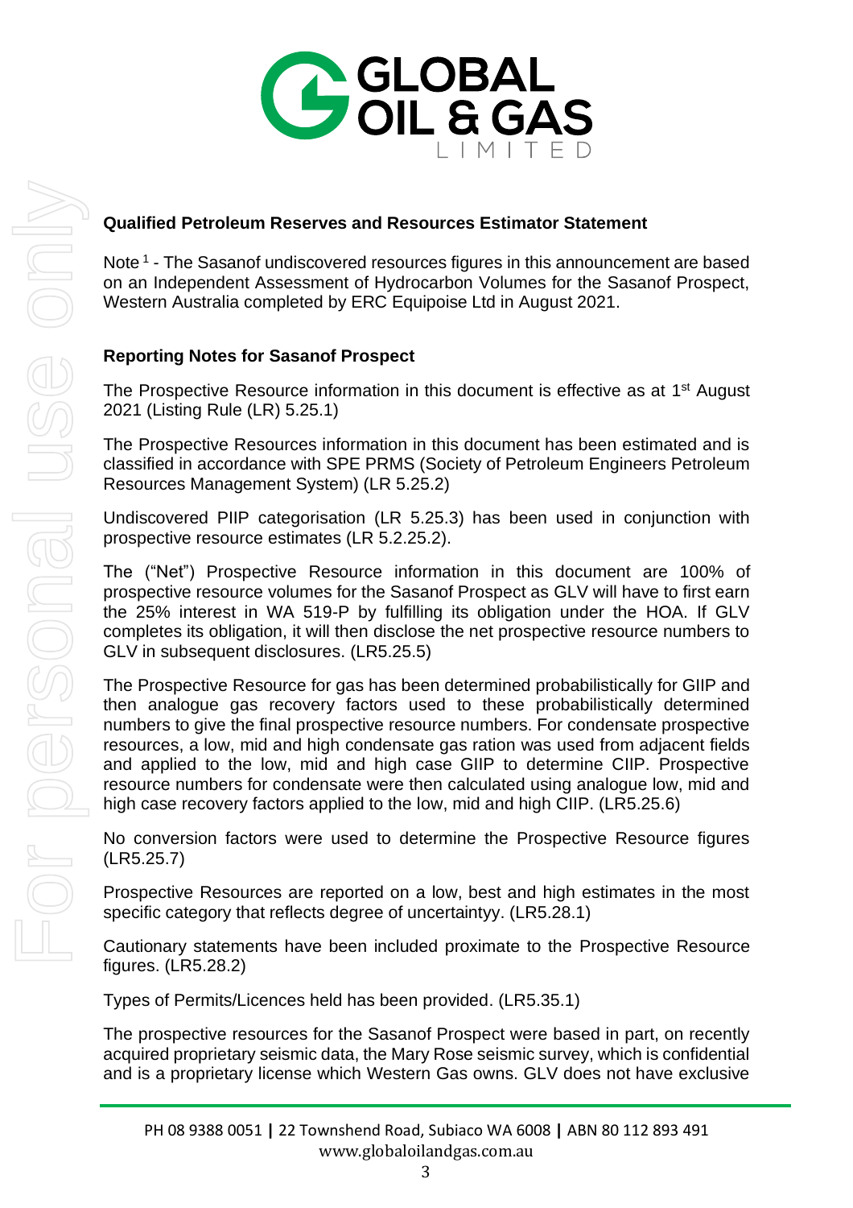**Qualified Petroleum Reserves and Resources Estimator Statement**

Note [1] - The Sasanof undiscovered resources figures in this announcement are based on an Independent Assessment of Hydrocarbon Volumes for the Sasanof Prospect, Western Australia completed by ERC Equipoise Ltd in August 2021.

**Reporting Notes for Sasanof Prospect**

The Prospective Resource information in this document is effective as at 1st August 2021 (Listing Rule (LR) 5.25.1)

The Prospective Resources information in this document has been estimated and is classified in accordance with SPE PRMS (Society of Petroleum Engineers Petroleum Resources Management System) (LR 5.25.2)

Undiscovered PIIP categorisation (LR 5.25.3) has been used in conjunction with prospective resource estimates (LR 5.2.25.2).

The ("Net") Prospective Resource information in this document are 100% of prospective resource volumes for the Sasanof Prospect as GLV will have to first earn the 25% interest in WA 519-P by fulfilling its obligation under the HOA. If GLV completes its obligation, it will then disclose the net prospective resource numbers to GLV in subsequent disclosures. (LR5.25.5)

The Prospective Resource for gas has been determined probabilistically for GIIP and then analogue gas recovery factors used to these probabilistically determined numbers to give the final prospective resource numbers. For condensate prospective resources, a low, mid and high condensate gas ration was used from adjacent fields and applied to the low, mid and high case GIIP to determine CIIP. Prospective resource numbers for condensate were then calculated using analogue low, mid and high case recovery factors applied to the low, mid and high CIIP. (LR5.25.6)

No conversion factors were used to determine the Prospective Resource figures (LR5.25.7)

Prospective Resources are reported on a low, best and high estimates in the most specific category that reflects degree of uncertaintyy. (LR5.28.1)

Cautionary statements have been included proximate to the Prospective Resource figures. (LR5.28.2)

Types of Permits/Licences held has been provided. (LR5.35.1)

The prospective resources for the Sasanof Prospect were based in part, on recently acquired proprietary seismic data, the Mary Rose seismic survey, which is confidential and is a proprietary license which Western Gas owns. GLV does not have exclusive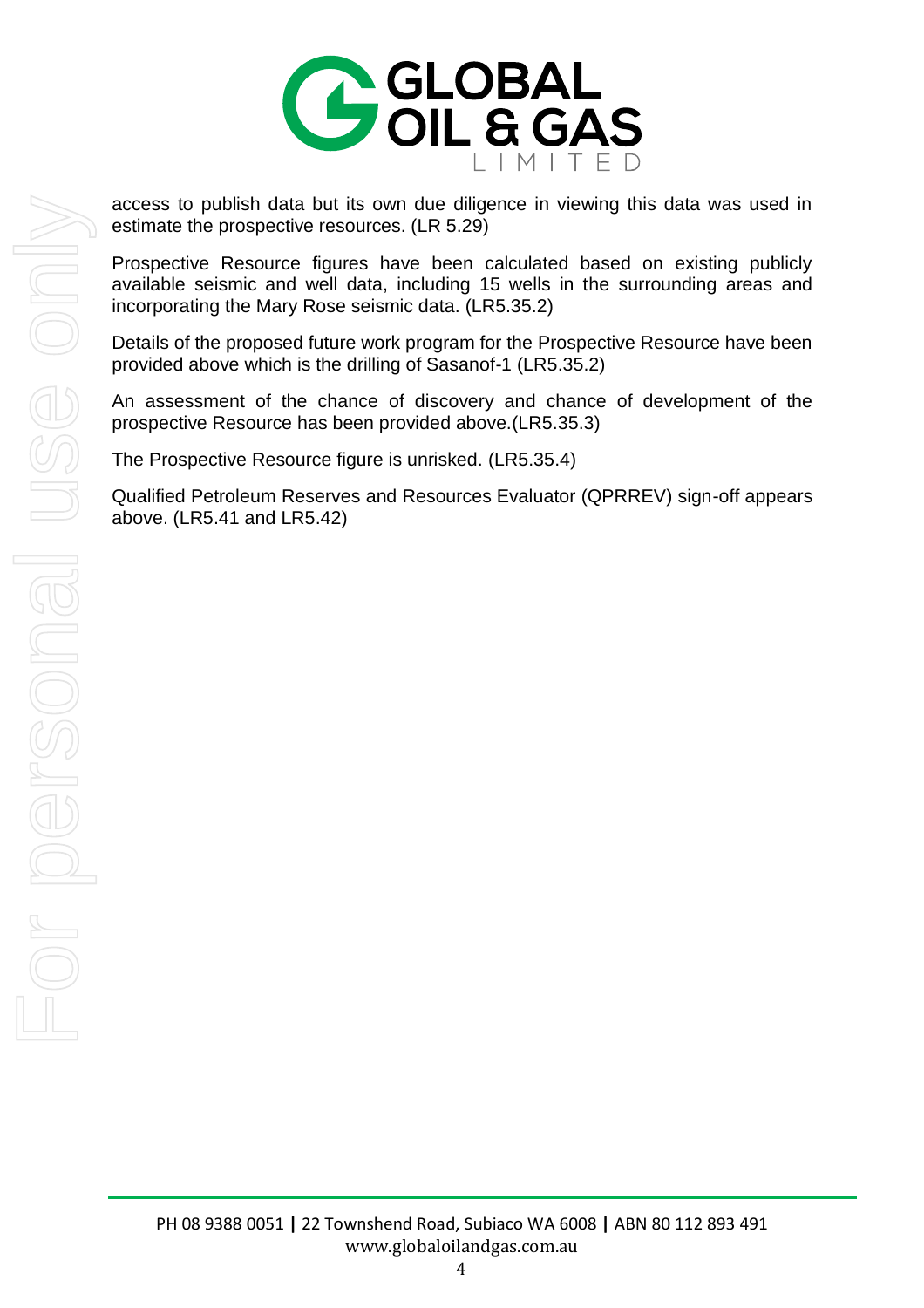access to publish data but its own due diligence in viewing this data was used in estimate the prospective resources. (LR 5.29)

Prospective Resource figures have been calculated based on existing publicly available seismic and well data, including 15 wells in the surrounding areas and incorporating the Mary Rose seismic data. (LR5.35.2)

Details of the proposed future work program for the Prospective Resource have been provided above which is the drilling of Sasanof-1 (LR5.35.2)

An assessment of the chance of discovery and chance of development of the prospective Resource has been provided above.(LR5.35.3)

The Prospective Resource figure is unrisked. (LR5.35.4)

Qualified Petroleum Reserves and Resources Evaluator (QPRREV) sign-off appears above. (LR5.41 and LR5.42)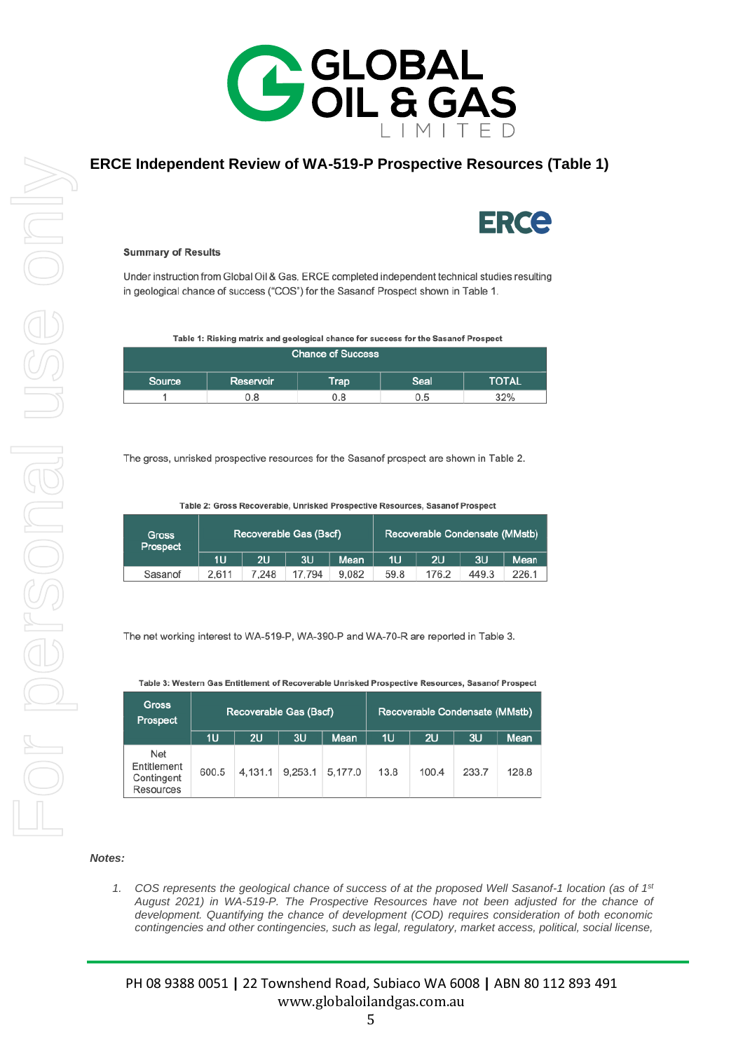## ERCE Independent Review of WA-519-P Prospective Resources (Table 1)

**Summary of Results**

Under instruction from Global Oil & Gas, ERCE completed independent technical studies resulting in geological chance of success ("COS") for the Sasanof Prospect shown in Table 1.

**Table 1: Risking matrix and geological chance for success for the Sasanof Prospect**

| Chance of Success | | | | |
|---|---|---|---|---|
| Source | Reservoir | Trap | Seal | TOTAL |
| 1 | 0.8 | 0.8 | 0.5 | 32% |

The gross, unrisked prospective resources for the Sasanof prospect are shown in Table 2.

**Table 2: Gross Recoverable, Unrisked Prospective Resources, Sasanof Prospect**

| Gross Prospect | Recoverable Gas (Bscf) | | | | Recoverable Condensate (MMstb) | | | |
|---|---|---|---|---|---|---|---|---|
| | 1U | 2U | 3U | Mean | 1U | 2U | 3U | Mean |
| Sasanof | 2,611 | 7,248 | 17,794 | 9,082 | 59.8 | 176.2 | 449.3 | 226.1 |

The net working interest to WA-519-P, WA-390-P and WA-70-R are reported in Table 3.

**Table 3: Western Gas Entitlement of Recoverable Unrisked Prospective Resources, Sasanof Prospect**

| Gross Prospect | Recoverable Gas (Bscf) | | | | Recoverable Condensate (MMstb) | | | |
|---|---|---|---|---|---|---|---|---|
| | 1U | 2U | 3U | Mean | 1U | 2U | 3U | Mean |
| Net Entitlement Contingent Resources | 600.5 | 4,131.1 | 9,253.1 | 5,177.0 | 13.8 | 100.4 | 233.7 | 128.8 |

***Notes:***

1. *COS represents the geological chance of success of at the proposed Well Sasanof-1 location (as of 1st August 2021) in WA-519-P. The Prospective Resources have not been adjusted for the chance of development. Quantifying the chance of development (COD) requires consideration of both economic contingencies and other contingencies, such as legal, regulatory, market access, political, social license,*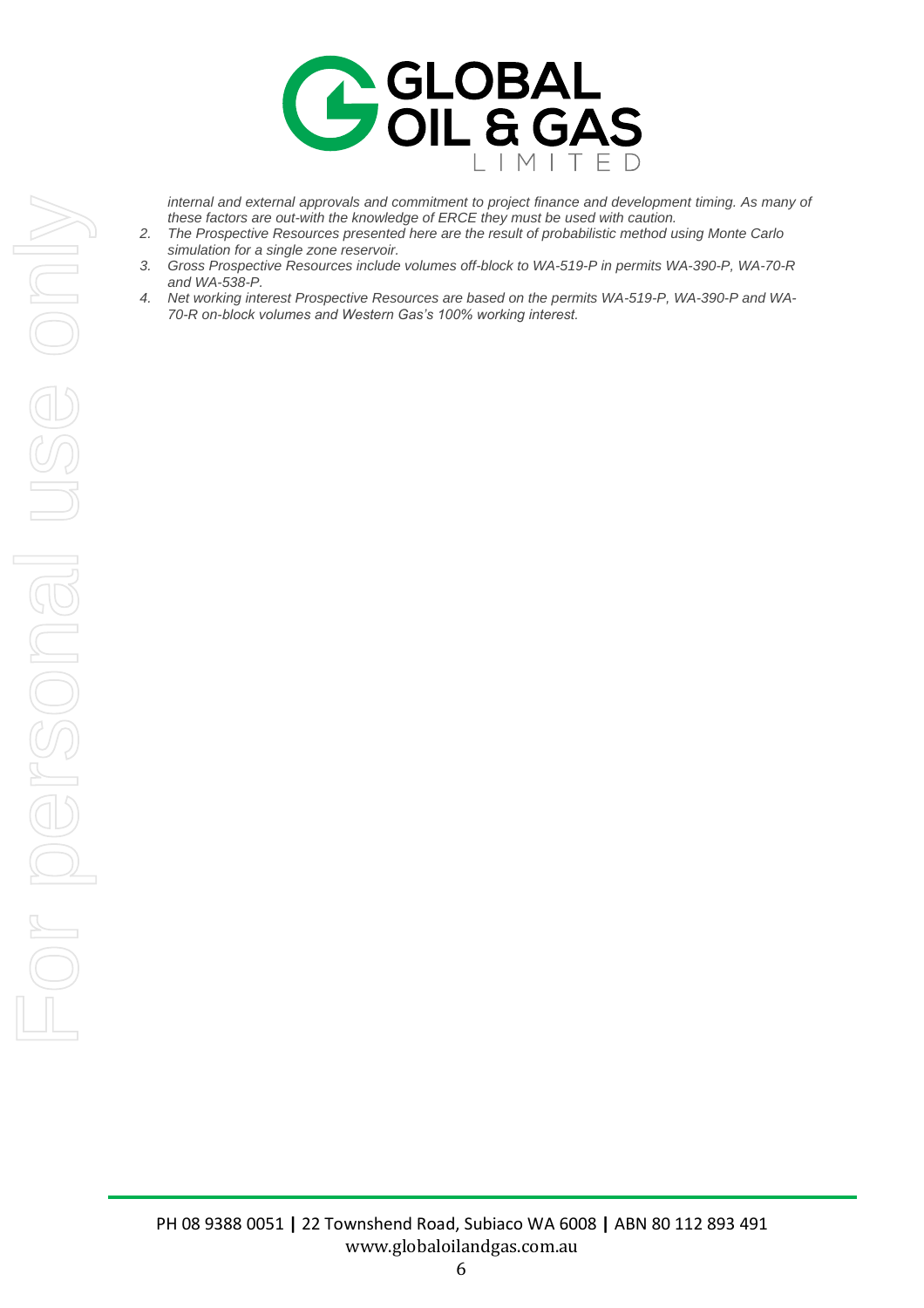*internal and external approvals and commitment to project finance and development timing. As many of these factors are out-with the knowledge of ERCE they must be used with caution.*

2. *The Prospective Resources presented here are the result of probabilistic method using Monte Carlo simulation for a single zone reservoir.*
3. *Gross Prospective Resources include volumes off-block to WA-519-P in permits WA-390-P, WA-70-R and WA-538-P.*
4. *Net working interest Prospective Resources are based on the permits WA-519-P, WA-390-P and WA-70-R on-block volumes and Western Gas's 100% working interest.*